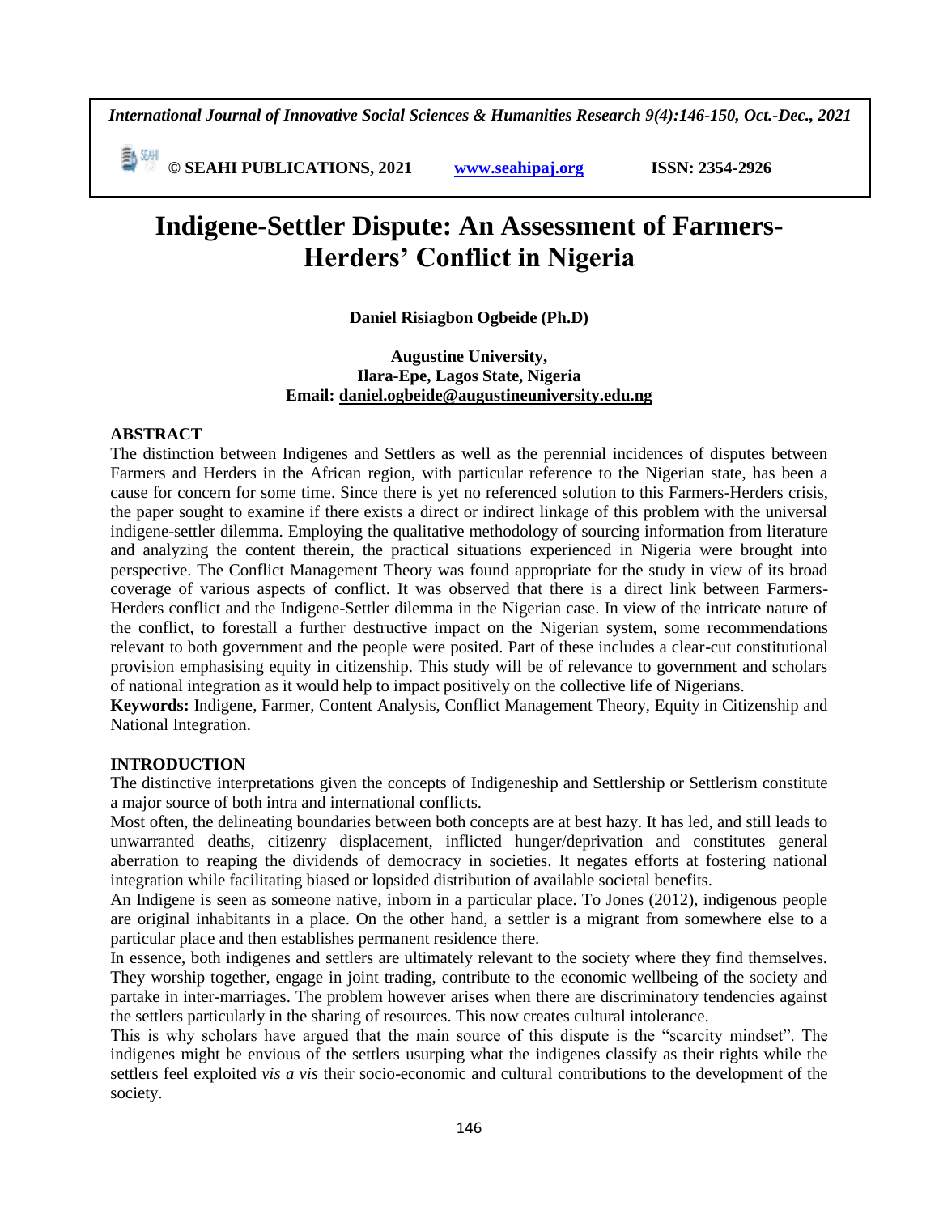# Indigene-Settler Dispute: An Assessment of Farmers-Herders' Conflict in Nigeria

**Daniel Risiagbon Ogbeide (Ph.D)**

**Augustine University,**
**Ilara-Epe, Lagos State, Nigeria**
**Email: daniel.ogbeide@augustineuniversity.edu.ng**

## ABSTRACT

The distinction between Indigenes and Settlers as well as the perennial incidences of disputes between Farmers and Herders in the African region, with particular reference to the Nigerian state, has been a cause for concern for some time. Since there is yet no referenced solution to this Farmers-Herders crisis, the paper sought to examine if there exists a direct or indirect linkage of this problem with the universal indigene-settler dilemma. Employing the qualitative methodology of sourcing information from literature and analyzing the content therein, the practical situations experienced in Nigeria were brought into perspective. The Conflict Management Theory was found appropriate for the study in view of its broad coverage of various aspects of conflict. It was observed that there is a direct link between Farmers-Herders conflict and the Indigene-Settler dilemma in the Nigerian case. In view of the intricate nature of the conflict, to forestall a further destructive impact on the Nigerian system, some recommendations relevant to both government and the people were posited. Part of these includes a clear-cut constitutional provision emphasising equity in citizenship. This study will be of relevance to government and scholars of national integration as it would help to impact positively on the collective life of Nigerians.

**Keywords:** Indigene, Farmer, Content Analysis, Conflict Management Theory, Equity in Citizenship and National Integration.

## INTRODUCTION

The distinctive interpretations given the concepts of Indigeneship and Settlership or Settlerism constitute a major source of both intra and international conflicts.

Most often, the delineating boundaries between both concepts are at best hazy. It has led, and still leads to unwarranted deaths, citizenry displacement, inflicted hunger/deprivation and constitutes general aberration to reaping the dividends of democracy in societies. It negates efforts at fostering national integration while facilitating biased or lopsided distribution of available societal benefits.

An Indigene is seen as someone native, inborn in a particular place. To Jones (2012), indigenous people are original inhabitants in a place. On the other hand, a settler is a migrant from somewhere else to a particular place and then establishes permanent residence there.

In essence, both indigenes and settlers are ultimately relevant to the society where they find themselves. They worship together, engage in joint trading, contribute to the economic wellbeing of the society and partake in inter-marriages. The problem however arises when there are discriminatory tendencies against the settlers particularly in the sharing of resources. This now creates cultural intolerance.

This is why scholars have argued that the main source of this dispute is the "scarcity mindset". The indigenes might be envious of the settlers usurping what the indigenes classify as their rights while the settlers feel exploited *vis a vis* their socio-economic and cultural contributions to the development of the society.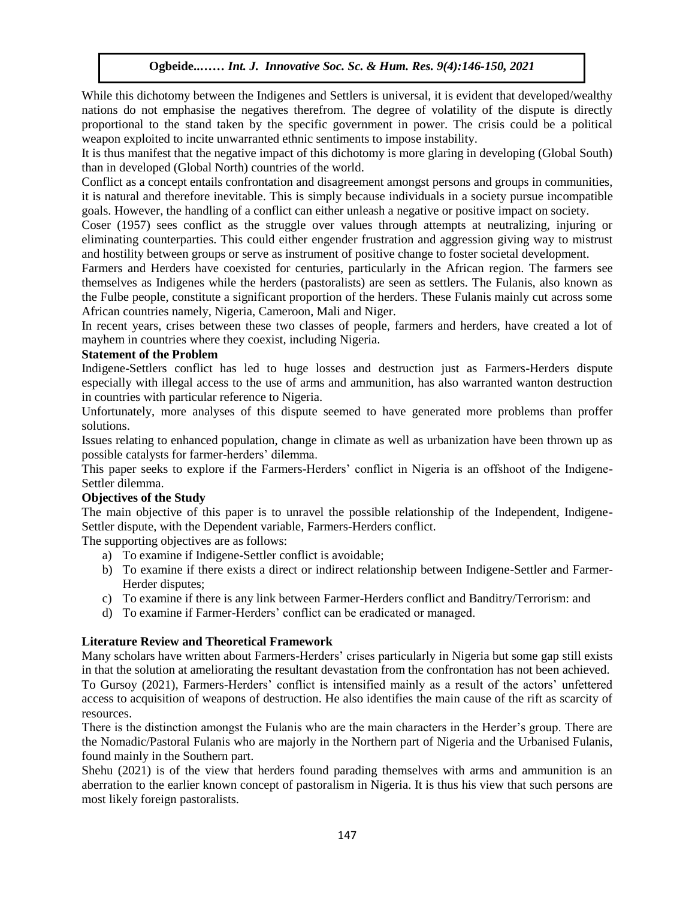While this dichotomy between the Indigenes and Settlers is universal, it is evident that developed/wealthy nations do not emphasise the negatives therefrom. The degree of volatility of the dispute is directly proportional to the stand taken by the specific government in power. The crisis could be a political weapon exploited to incite unwarranted ethnic sentiments to impose instability.

It is thus manifest that the negative impact of this dichotomy is more glaring in developing (Global South) than in developed (Global North) countries of the world.

Conflict as a concept entails confrontation and disagreement amongst persons and groups in communities, it is natural and therefore inevitable. This is simply because individuals in a society pursue incompatible goals. However, the handling of a conflict can either unleash a negative or positive impact on society.

Coser (1957) sees conflict as the struggle over values through attempts at neutralizing, injuring or eliminating counterparties. This could either engender frustration and aggression giving way to mistrust and hostility between groups or serve as instrument of positive change to foster societal development.

Farmers and Herders have coexisted for centuries, particularly in the African region. The farmers see themselves as Indigenes while the herders (pastoralists) are seen as settlers. The Fulanis, also known as the Fulbe people, constitute a significant proportion of the herders. These Fulanis mainly cut across some African countries namely, Nigeria, Cameroon, Mali and Niger.

In recent years, crises between these two classes of people, farmers and herders, have created a lot of mayhem in countries where they coexist, including Nigeria.

**Statement of the Problem**

Indigene-Settlers conflict has led to huge losses and destruction just as Farmers-Herders dispute especially with illegal access to the use of arms and ammunition, has also warranted wanton destruction in countries with particular reference to Nigeria.

Unfortunately, more analyses of this dispute seemed to have generated more problems than proffer solutions.

Issues relating to enhanced population, change in climate as well as urbanization have been thrown up as possible catalysts for farmer-herders' dilemma.

This paper seeks to explore if the Farmers-Herders' conflict in Nigeria is an offshoot of the Indigene-Settler dilemma.

**Objectives of the Study**

The main objective of this paper is to unravel the possible relationship of the Independent, Indigene-Settler dispute, with the Dependent variable, Farmers-Herders conflict.

The supporting objectives are as follows:

a) To examine if Indigene-Settler conflict is avoidable;
b) To examine if there exists a direct or indirect relationship between Indigene-Settler and Farmer-Herder disputes;
c) To examine if there is any link between Farmer-Herders conflict and Banditry/Terrorism: and
d) To examine if Farmer-Herders' conflict can be eradicated or managed.

**Literature Review and Theoretical Framework**

Many scholars have written about Farmers-Herders' crises particularly in Nigeria but some gap still exists in that the solution at ameliorating the resultant devastation from the confrontation has not been achieved.

To Gursoy (2021), Farmers-Herders' conflict is intensified mainly as a result of the actors' unfettered access to acquisition of weapons of destruction. He also identifies the main cause of the rift as scarcity of resources.

There is the distinction amongst the Fulanis who are the main characters in the Herder's group. There are the Nomadic/Pastoral Fulanis who are majorly in the Northern part of Nigeria and the Urbanised Fulanis, found mainly in the Southern part.

Shehu (2021) is of the view that herders found parading themselves with arms and ammunition is an aberration to the earlier known concept of pastoralism in Nigeria. It is thus his view that such persons are most likely foreign pastoralists.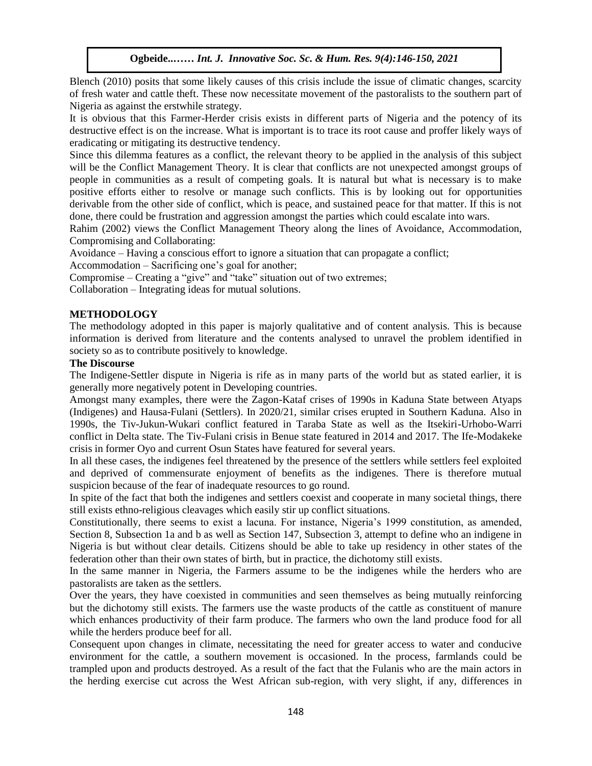Blench (2010) posits that some likely causes of this crisis include the issue of climatic changes, scarcity of fresh water and cattle theft. These now necessitate movement of the pastoralists to the southern part of Nigeria as against the erstwhile strategy.

It is obvious that this Farmer-Herder crisis exists in different parts of Nigeria and the potency of its destructive effect is on the increase. What is important is to trace its root cause and proffer likely ways of eradicating or mitigating its destructive tendency.

Since this dilemma features as a conflict, the relevant theory to be applied in the analysis of this subject will be the Conflict Management Theory. It is clear that conflicts are not unexpected amongst groups of people in communities as a result of competing goals. It is natural but what is necessary is to make positive efforts either to resolve or manage such conflicts. This is by looking out for opportunities derivable from the other side of conflict, which is peace, and sustained peace for that matter. If this is not done, there could be frustration and aggression amongst the parties which could escalate into wars.

Rahim (2002) views the Conflict Management Theory along the lines of Avoidance, Accommodation, Compromising and Collaborating:

Avoidance – Having a conscious effort to ignore a situation that can propagate a conflict;

Accommodation – Sacrificing one's goal for another;

Compromise – Creating a "give" and "take" situation out of two extremes;

Collaboration – Integrating ideas for mutual solutions.

## METHODOLOGY

The methodology adopted in this paper is majorly qualitative and of content analysis. This is because information is derived from literature and the contents analysed to unravel the problem identified in society so as to contribute positively to knowledge.

### The Discourse

The Indigene-Settler dispute in Nigeria is rife as in many parts of the world but as stated earlier, it is generally more negatively potent in Developing countries.

Amongst many examples, there were the Zagon-Kataf crises of 1990s in Kaduna State between Atyaps (Indigenes) and Hausa-Fulani (Settlers). In 2020/21, similar crises erupted in Southern Kaduna. Also in 1990s, the Tiv-Jukun-Wukari conflict featured in Taraba State as well as the Itsekiri-Urhobo-Warri conflict in Delta state. The Tiv-Fulani crisis in Benue state featured in 2014 and 2017. The Ife-Modakeke crisis in former Oyo and current Osun States have featured for several years.

In all these cases, the indigenes feel threatened by the presence of the settlers while settlers feel exploited and deprived of commensurate enjoyment of benefits as the indigenes. There is therefore mutual suspicion because of the fear of inadequate resources to go round.

In spite of the fact that both the indigenes and settlers coexist and cooperate in many societal things, there still exists ethno-religious cleavages which easily stir up conflict situations.

Constitutionally, there seems to exist a lacuna. For instance, Nigeria's 1999 constitution, as amended, Section 8, Subsection 1a and b as well as Section 147, Subsection 3, attempt to define who an indigene in Nigeria is but without clear details. Citizens should be able to take up residency in other states of the federation other than their own states of birth, but in practice, the dichotomy still exists.

In the same manner in Nigeria, the Farmers assume to be the indigenes while the herders who are pastoralists are taken as the settlers.

Over the years, they have coexisted in communities and seen themselves as being mutually reinforcing but the dichotomy still exists. The farmers use the waste products of the cattle as constituent of manure which enhances productivity of their farm produce. The farmers who own the land produce food for all while the herders produce beef for all.

Consequent upon changes in climate, necessitating the need for greater access to water and conducive environment for the cattle, a southern movement is occasioned. In the process, farmlands could be trampled upon and products destroyed. As a result of the fact that the Fulanis who are the main actors in the herding exercise cut across the West African sub-region, with very slight, if any, differences in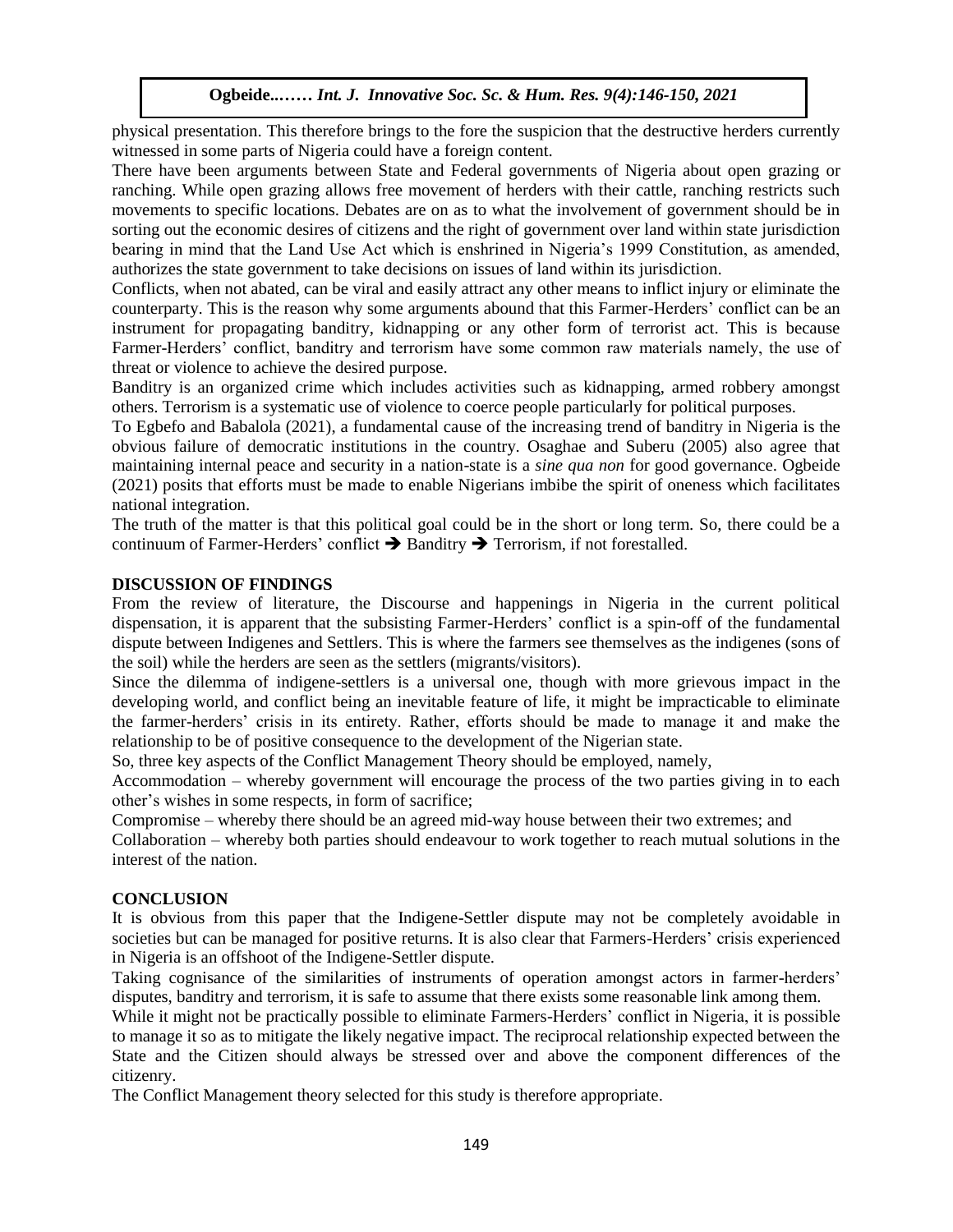physical presentation. This therefore brings to the fore the suspicion that the destructive herders currently witnessed in some parts of Nigeria could have a foreign content.

There have been arguments between State and Federal governments of Nigeria about open grazing or ranching. While open grazing allows free movement of herders with their cattle, ranching restricts such movements to specific locations. Debates are on as to what the involvement of government should be in sorting out the economic desires of citizens and the right of government over land within state jurisdiction bearing in mind that the Land Use Act which is enshrined in Nigeria's 1999 Constitution, as amended, authorizes the state government to take decisions on issues of land within its jurisdiction.

Conflicts, when not abated, can be viral and easily attract any other means to inflict injury or eliminate the counterparty. This is the reason why some arguments abound that this Farmer-Herders' conflict can be an instrument for propagating banditry, kidnapping or any other form of terrorist act. This is because Farmer-Herders' conflict, banditry and terrorism have some common raw materials namely, the use of threat or violence to achieve the desired purpose.

Banditry is an organized crime which includes activities such as kidnapping, armed robbery amongst others. Terrorism is a systematic use of violence to coerce people particularly for political purposes.

To Egbefo and Babalola (2021), a fundamental cause of the increasing trend of banditry in Nigeria is the obvious failure of democratic institutions in the country. Osaghae and Suberu (2005) also agree that maintaining internal peace and security in a nation-state is a *sine qua non* for good governance. Ogbeide (2021) posits that efforts must be made to enable Nigerians imbibe the spirit of oneness which facilitates national integration.

The truth of the matter is that this political goal could be in the short or long term. So, there could be a continuum of Farmer-Herders' conflict ➔ Banditry ➔ Terrorism, if not forestalled.

## DISCUSSION OF FINDINGS

From the review of literature, the Discourse and happenings in Nigeria in the current political dispensation, it is apparent that the subsisting Farmer-Herders' conflict is a spin-off of the fundamental dispute between Indigenes and Settlers. This is where the farmers see themselves as the indigenes (sons of the soil) while the herders are seen as the settlers (migrants/visitors).

Since the dilemma of indigene-settlers is a universal one, though with more grievous impact in the developing world, and conflict being an inevitable feature of life, it might be impracticable to eliminate the farmer-herders' crisis in its entirety. Rather, efforts should be made to manage it and make the relationship to be of positive consequence to the development of the Nigerian state.

So, three key aspects of the Conflict Management Theory should be employed, namely,

Accommodation – whereby government will encourage the process of the two parties giving in to each other's wishes in some respects, in form of sacrifice;

Compromise – whereby there should be an agreed mid-way house between their two extremes; and

Collaboration – whereby both parties should endeavour to work together to reach mutual solutions in the interest of the nation.

## CONCLUSION

It is obvious from this paper that the Indigene-Settler dispute may not be completely avoidable in societies but can be managed for positive returns. It is also clear that Farmers-Herders' crisis experienced in Nigeria is an offshoot of the Indigene-Settler dispute.

Taking cognisance of the similarities of instruments of operation amongst actors in farmer-herders' disputes, banditry and terrorism, it is safe to assume that there exists some reasonable link among them.

While it might not be practically possible to eliminate Farmers-Herders' conflict in Nigeria, it is possible to manage it so as to mitigate the likely negative impact. The reciprocal relationship expected between the State and the Citizen should always be stressed over and above the component differences of the citizenry.

The Conflict Management theory selected for this study is therefore appropriate.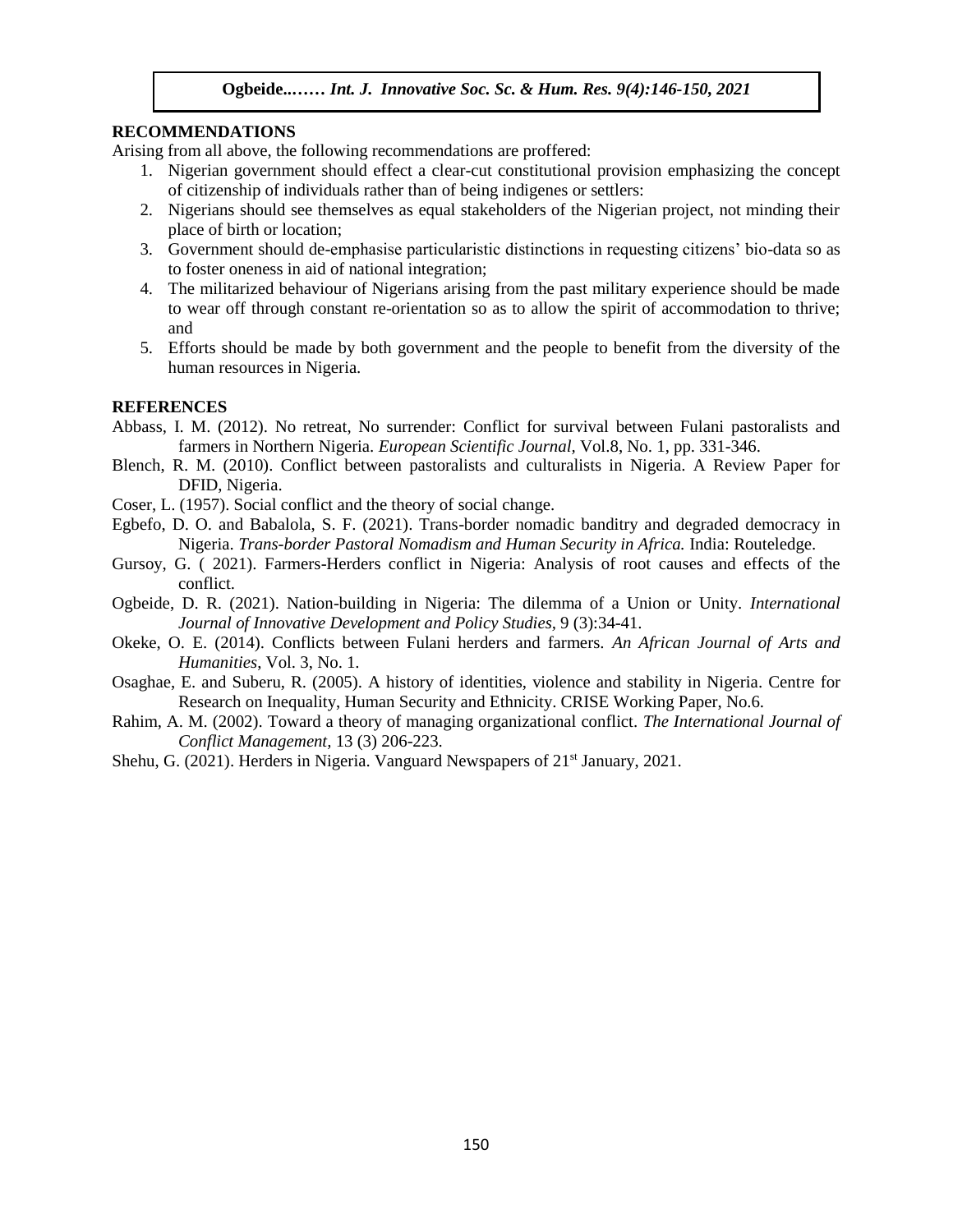## RECOMMENDATIONS

Arising from all above, the following recommendations are proffered:

1. Nigerian government should effect a clear-cut constitutional provision emphasizing the concept of citizenship of individuals rather than of being indigenes or settlers:
2. Nigerians should see themselves as equal stakeholders of the Nigerian project, not minding their place of birth or location;
3. Government should de-emphasise particularistic distinctions in requesting citizens' bio-data so as to foster oneness in aid of national integration;
4. The militarized behaviour of Nigerians arising from the past military experience should be made to wear off through constant re-orientation so as to allow the spirit of accommodation to thrive; and
5. Efforts should be made by both government and the people to benefit from the diversity of the human resources in Nigeria.

## REFERENCES

Abbass, I. M. (2012). No retreat, No surrender: Conflict for survival between Fulani pastoralists and farmers in Northern Nigeria. *European Scientific Journal*, Vol.8, No. 1, pp. 331-346.

Blench, R. M. (2010). Conflict between pastoralists and culturalists in Nigeria. A Review Paper for DFID, Nigeria.

Coser, L. (1957). Social conflict and the theory of social change.

Egbefo, D. O. and Babalola, S. F. (2021). Trans-border nomadic banditry and degraded democracy in Nigeria. *Trans-border Pastoral Nomadism and Human Security in Africa.* India: Routeledge.

Gursoy, G. ( 2021). Farmers-Herders conflict in Nigeria: Analysis of root causes and effects of the conflict.

Ogbeide, D. R. (2021). Nation-building in Nigeria: The dilemma of a Union or Unity. *International Journal of Innovative Development and Policy Studies*, 9 (3):34-41.

Okeke, O. E. (2014). Conflicts between Fulani herders and farmers. *An African Journal of Arts and Humanities*, Vol. 3, No. 1.

Osaghae, E. and Suberu, R. (2005). A history of identities, violence and stability in Nigeria. Centre for Research on Inequality, Human Security and Ethnicity. CRISE Working Paper, No.6.

Rahim, A. M. (2002). Toward a theory of managing organizational conflict. *The International Journal of Conflict Management,* 13 (3) 206-223.

Shehu, G. (2021). Herders in Nigeria. Vanguard Newspapers of 21st January, 2021.